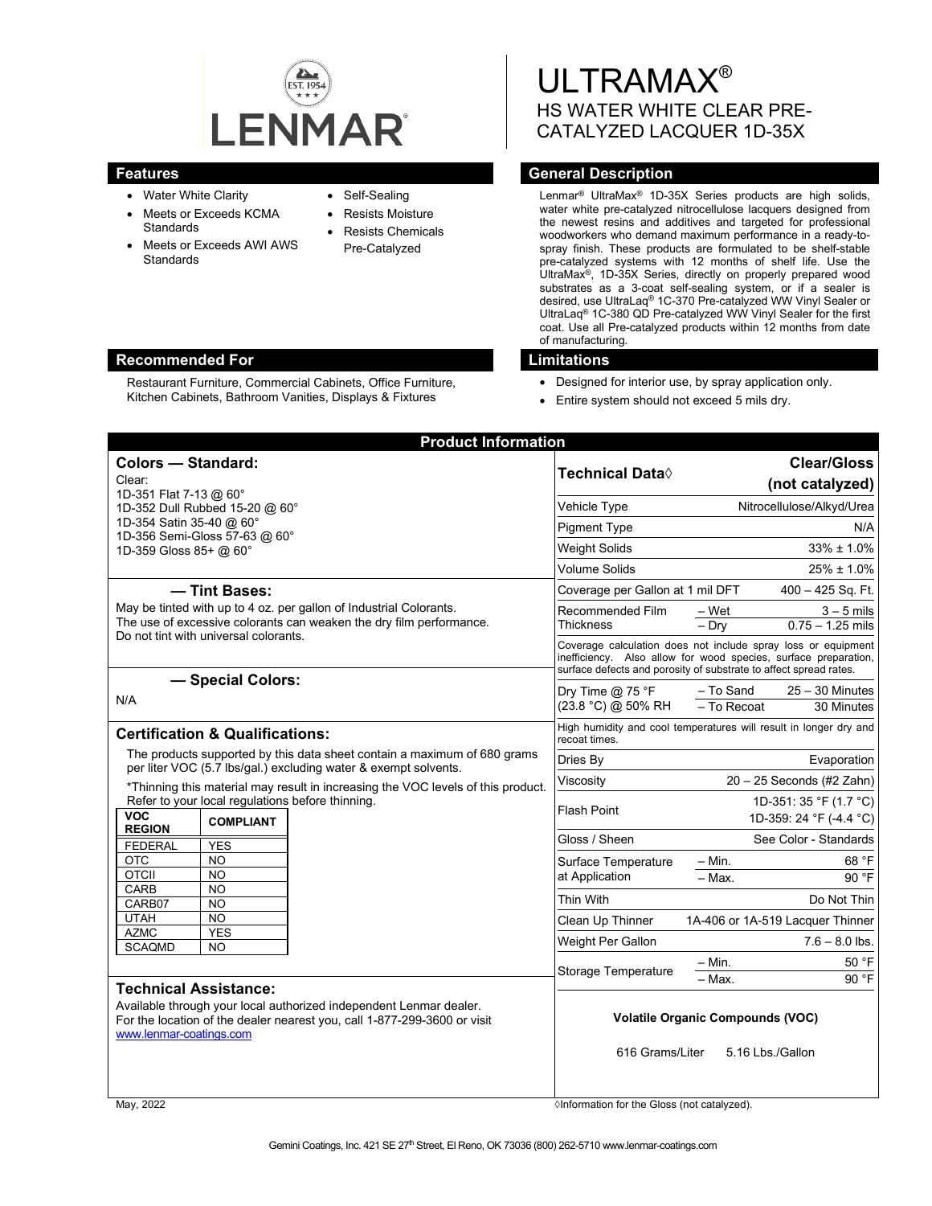# ULTRAMAX®

## HS WATER WHITE CLEAR PRE-CATALYZED LACQUER 1D-35X

## Features

- Water White Clarity
- Meets or Exceeds KCMA Standards
- Meets or Exceeds AWI AWS Standards
- Self-Sealing
- Resists Moisture
- Resists Chemicals Pre-Catalyzed

## General Description

Lenmar® UltraMax® 1D-35X Series products are high solids, water white pre-catalyzed nitrocellulose lacquers designed from the newest resins and additives and targeted for professional woodworkers who demand maximum performance in a ready-to-spray finish. These products are formulated to be shelf-stable pre-catalyzed systems with 12 months of shelf life. Use the UltraMax®, 1D-35X Series, directly on properly prepared wood substrates as a 3-coat self-sealing system, or if a sealer is desired, use UltraLaq® 1C-370 Pre-catalyzed WW Vinyl Sealer or UltraLaq® 1C-380 QD Pre-catalyzed WW Vinyl Sealer for the first coat. Use all Pre-catalyzed products within 12 months from date of manufacturing.

## Recommended For

Restaurant Furniture, Commercial Cabinets, Office Furniture, Kitchen Cabinets, Bathroom Vanities, Displays & Fixtures

## Limitations

- Designed for interior use, by spray application only.
- Entire system should not exceed 5 mils dry.

## Product Information

### Colors — Standard:

Clear:
1D-351 Flat 7-13 @ 60°
1D-352 Dull Rubbed 15-20 @ 60°
1D-354 Satin 35-40 @ 60°
1D-356 Semi-Gloss 57-63 @ 60°
1D-359 Gloss 85+ @ 60°

### — Tint Bases:

May be tinted with up to 4 oz. per gallon of Industrial Colorants.
The use of excessive colorants can weaken the dry film performance.
Do not tint with universal colorants.

### — Special Colors:

N/A

### Certification & Qualifications:

The products supported by this data sheet contain a maximum of 680 grams per liter VOC (5.7 lbs/gal.) excluding water & exempt solvents.

*Thinning this material may result in increasing the VOC levels of this product. Refer to your local regulations before thinning.

| VOC REGION | COMPLIANT |
|---|---|
| FEDERAL | YES |
| OTC | NO |
| OTCII | NO |
| CARB | NO |
| CARB07 | NO |
| UTAH | NO |
| AZMC | YES |
| SCAQMD | NO |

### Technical Assistance:

Available through your local authorized independent Lenmar dealer.
For the location of the dealer nearest you, call 1-877-299-3600 or visit www.lenmar-coatings.com

| Technical Data◊ | | Clear/Gloss (not catalyzed) |
|---|---|---|
| Vehicle Type | | Nitrocellulose/Alkyd/Urea |
| Pigment Type | | N/A |
| Weight Solids | | 33% ± 1.0% |
| Volume Solids | | 25% ± 1.0% |
| Coverage per Gallon at 1 mil DFT | | 400 – 425 Sq. Ft. |
| Recommended Film Thickness | – Wet | 3 – 5 mils |
| | – Dry | 0.75 – 1.25 mils |
| Coverage calculation does not include spray loss or equipment inefficiency. Also allow for wood species, surface preparation, surface defects and porosity of substrate to affect spread rates. | | |
| Dry Time @ 75 °F (23.8 °C) @ 50% RH | – To Sand | 25 – 30 Minutes |
| | – To Recoat | 30 Minutes |
| High humidity and cool temperatures will result in longer dry and recoat times. | | |
| Dries By | | Evaporation |
| Viscosity | | 20 – 25 Seconds (#2 Zahn) |
| Flash Point | | 1D-351: 35 °F (1.7 °C) 1D-359: 24 °F (-4.4 °C) |
| Gloss / Sheen | | See Color - Standards |
| Surface Temperature at Application | – Min. | 68 °F |
| | – Max. | 90 °F |
| Thin With | | Do Not Thin |
| Clean Up Thinner | | 1A-406 or 1A-519 Lacquer Thinner |
| Weight Per Gallon | | 7.6 – 8.0 lbs. |
| Storage Temperature | – Min. | 50 °F |
| | – Max. | 90 °F |

**Volatile Organic Compounds (VOC)**

616 Grams/Liter 5.16 Lbs./Gallon

May, 2022

◊Information for the Gloss (not catalyzed).

Gemini Coatings, Inc. 421 SE 27th Street, El Reno, OK 73036 (800) 262-5710 www.lenmar-coatings.com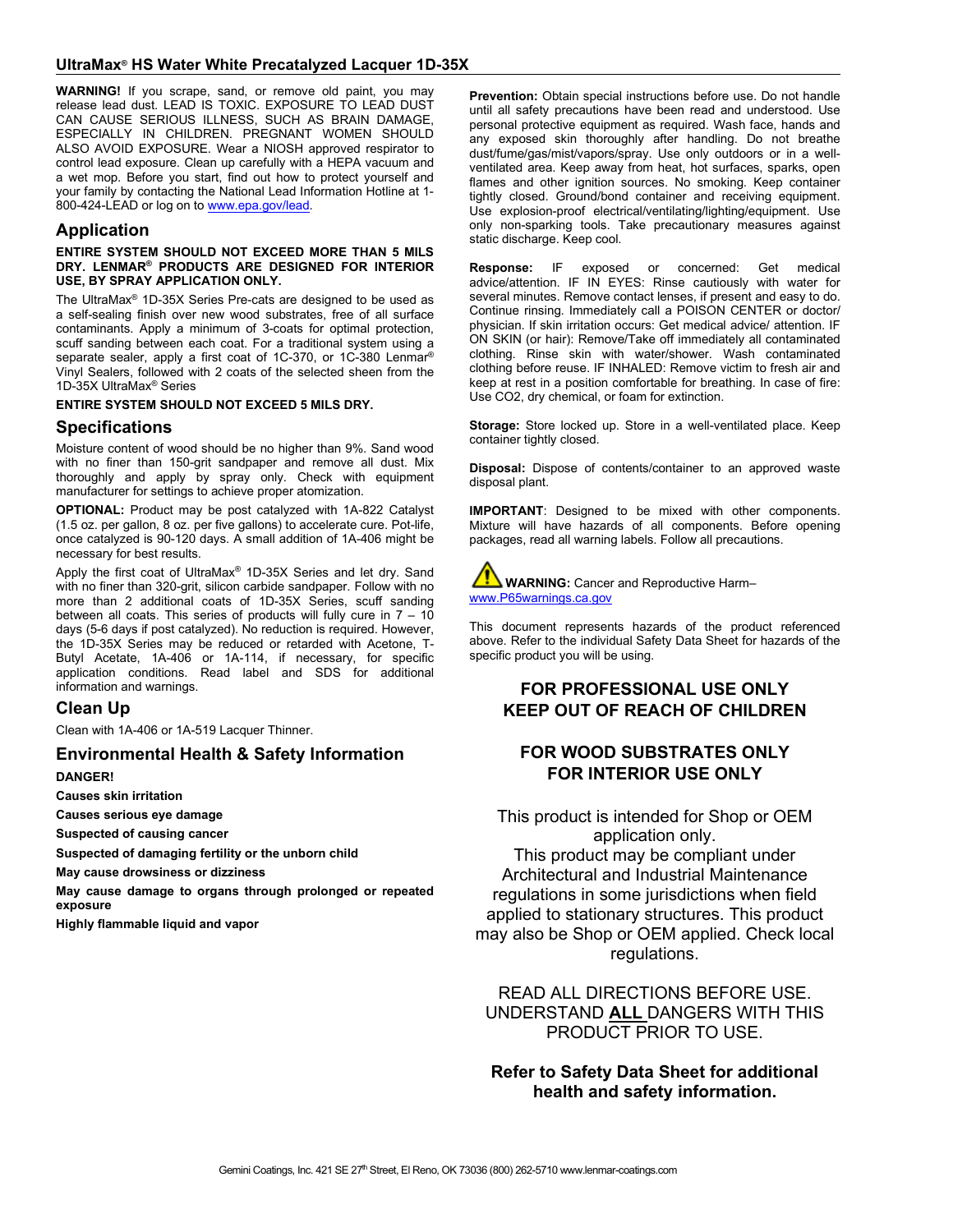## UltraMax® HS Water White Precatalyzed Lacquer 1D-35X

**WARNING!** If you scrape, sand, or remove old paint, you may release lead dust. LEAD IS TOXIC. EXPOSURE TO LEAD DUST CAN CAUSE SERIOUS ILLNESS, SUCH AS BRAIN DAMAGE, ESPECIALLY IN CHILDREN. PREGNANT WOMEN SHOULD ALSO AVOID EXPOSURE. Wear a NIOSH approved respirator to control lead exposure. Clean up carefully with a HEPA vacuum and a wet mop. Before you start, find out how to protect yourself and your family by contacting the National Lead Information Hotline at 1-800-424-LEAD or log on to www.epa.gov/lead.

## Application

**ENTIRE SYSTEM SHOULD NOT EXCEED MORE THAN 5 MILS DRY. LENMAR® PRODUCTS ARE DESIGNED FOR INTERIOR USE, BY SPRAY APPLICATION ONLY.**

The UltraMax® 1D-35X Series Pre-cats are designed to be used as a self-sealing finish over new wood substrates, free of all surface contaminants. Apply a minimum of 3-coats for optimal protection, scuff sanding between each coat. For a traditional system using a separate sealer, apply a first coat of 1C-370, or 1C-380 Lenmar® Vinyl Sealers, followed with 2 coats of the selected sheen from the 1D-35X UltraMax® Series

**ENTIRE SYSTEM SHOULD NOT EXCEED 5 MILS DRY.**

## Specifications

Moisture content of wood should be no higher than 9%. Sand wood with no finer than 150-grit sandpaper and remove all dust. Mix thoroughly and apply by spray only. Check with equipment manufacturer for settings to achieve proper atomization.

**OPTIONAL:** Product may be post catalyzed with 1A-822 Catalyst (1.5 oz. per gallon, 8 oz. per five gallons) to accelerate cure. Pot-life, once catalyzed is 90-120 days. A small addition of 1A-406 might be necessary for best results.

Apply the first coat of UltraMax® 1D-35X Series and let dry. Sand with no finer than 320-grit, silicon carbide sandpaper. Follow with no more than 2 additional coats of 1D-35X Series, scuff sanding between all coats. This series of products will fully cure in 7 – 10 days (5-6 days if post catalyzed). No reduction is required. However, the 1D-35X Series may be reduced or retarded with Acetone, T-Butyl Acetate, 1A-406 or 1A-114, if necessary, for specific application conditions. Read label and SDS for additional information and warnings.

## Clean Up

Clean with 1A-406 or 1A-519 Lacquer Thinner.

## Environmental Health & Safety Information

**DANGER!**

**Causes skin irritation**

**Causes serious eye damage**

**Suspected of causing cancer**

**Suspected of damaging fertility or the unborn child**

**May cause drowsiness or dizziness**

**May cause damage to organs through prolonged or repeated exposure**

**Highly flammable liquid and vapor**

**Prevention:** Obtain special instructions before use. Do not handle until all safety precautions have been read and understood. Use personal protective equipment as required. Wash face, hands and any exposed skin thoroughly after handling. Do not breathe dust/fume/gas/mist/vapors/spray. Use only outdoors or in a well-ventilated area. Keep away from heat, hot surfaces, sparks, open flames and other ignition sources. No smoking. Keep container tightly closed. Ground/bond container and receiving equipment. Use explosion-proof electrical/ventilating/lighting/equipment. Use only non-sparking tools. Take precautionary measures against static discharge. Keep cool.

**Response:** IF exposed or concerned: Get medical advice/attention. IF IN EYES: Rinse cautiously with water for several minutes. Remove contact lenses, if present and easy to do. Continue rinsing. Immediately call a POISON CENTER or doctor/ physician. If skin irritation occurs: Get medical advice/ attention. IF ON SKIN (or hair): Remove/Take off immediately all contaminated clothing. Rinse skin with water/shower. Wash contaminated clothing before reuse. IF INHALED: Remove victim to fresh air and keep at rest in a position comfortable for breathing. In case of fire: Use CO2, dry chemical, or foam for extinction.

**Storage:** Store locked up. Store in a well-ventilated place. Keep container tightly closed.

**Disposal:** Dispose of contents/container to an approved waste disposal plant.

**IMPORTANT**: Designed to be mixed with other components. Mixture will have hazards of all components. Before opening packages, read all warning labels. Follow all precautions.

**WARNING:** Cancer and Reproductive Harm– www.P65warnings.ca.gov

This document represents hazards of the product referenced above. Refer to the individual Safety Data Sheet for hazards of the specific product you will be using.

**FOR PROFESSIONAL USE ONLY**
**KEEP OUT OF REACH OF CHILDREN**

**FOR WOOD SUBSTRATES ONLY**
**FOR INTERIOR USE ONLY**

This product is intended for Shop or OEM application only.
This product may be compliant under Architectural and Industrial Maintenance regulations in some jurisdictions when field applied to stationary structures. This product may also be Shop or OEM applied. Check local regulations.

READ ALL DIRECTIONS BEFORE USE.
UNDERSTAND **ALL** DANGERS WITH THIS PRODUCT PRIOR TO USE.

**Refer to Safety Data Sheet for additional health and safety information.**

Gemini Coatings, Inc. 421 SE 27th Street, El Reno, OK 73036 (800) 262-5710 www.lenmar-coatings.com